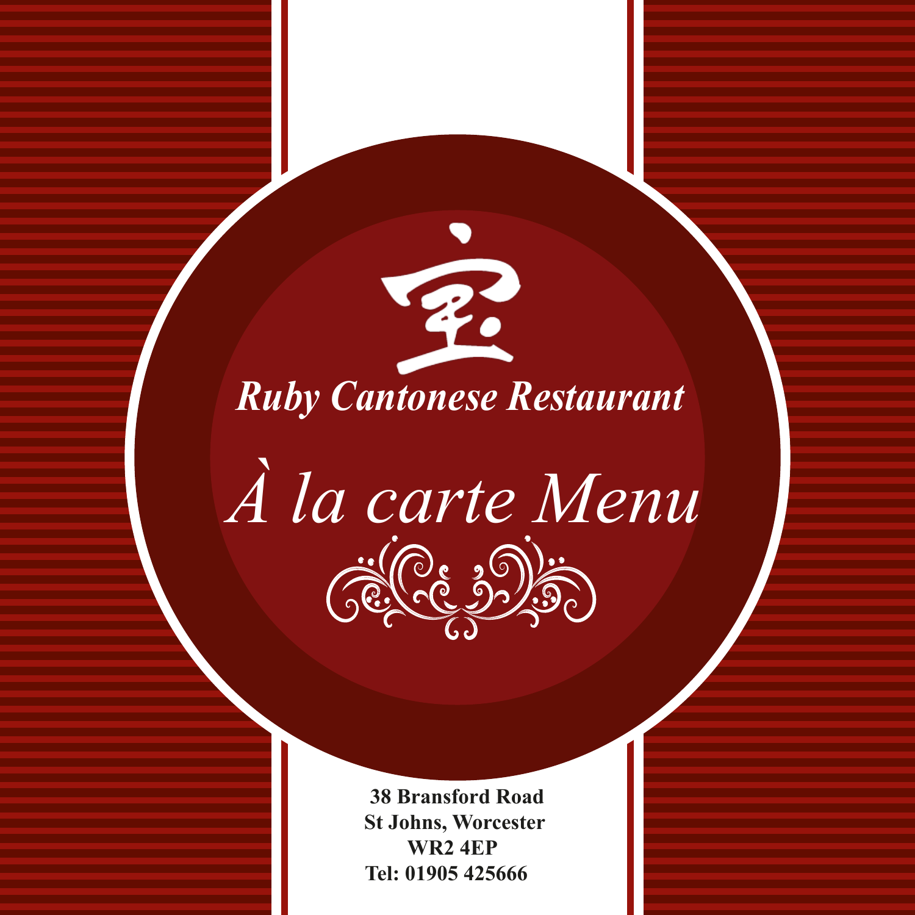宝

# *Ruby Cantonese Restaurant*

## *À la carte Menu*

**38 Bransford Road**
**St Johns, Worcester**
**WR2 4EP**
**Tel: 01905 425666**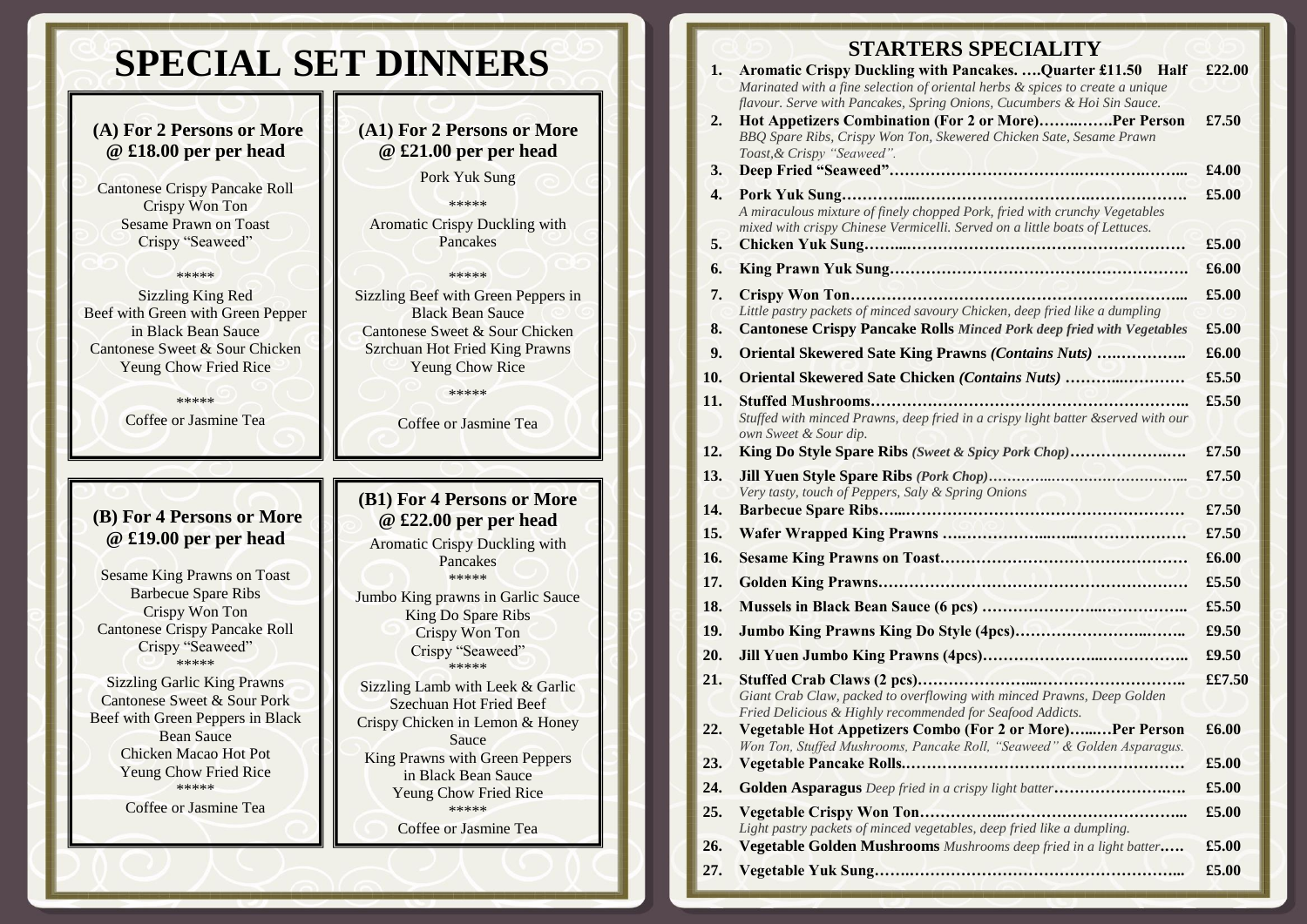# SPECIAL SET DINNERS

### (A) For 2 Persons or More @ £18.00 per per head

Cantonese Crispy Pancake Roll
Crispy Won Ton
Sesame Prawn on Toast
Crispy "Seaweed"

*****

Sizzling King Red
Beef with Green with Green Pepper in Black Bean Sauce
Cantonese Sweet & Sour Chicken
Yeung Chow Fried Rice

*****

Coffee or Jasmine Tea

### (A1) For 2 Persons or More @ £21.00 per per head

Pork Yuk Sung

*****

Aromatic Crispy Duckling with Pancakes

*****

Sizzling Beef with Green Peppers in Black Bean Sauce
Cantonese Sweet & Sour Chicken
Szrchuan Hot Fried King Prawns
Yeung Chow Rice

*****

Coffee or Jasmine Tea

### (B) For 4 Persons or More @ £19.00 per per head

Sesame King Prawns on Toast
Barbecue Spare Ribs
Crispy Won Ton
Cantonese Crispy Pancake Roll
Crispy "Seaweed"

*****

Sizzling Garlic King Prawns
Cantonese Sweet & Sour Pork
Beef with Green Peppers in Black Bean Sauce
Chicken Macao Hot Pot
Yeung Chow Fried Rice

*****

Coffee or Jasmine Tea

### (B1) For 4 Persons or More @ £22.00 per per head

Aromatic Crispy Duckling with Pancakes

*****

Jumbo King prawns in Garlic Sauce
King Do Spare Ribs
Crispy Won Ton
Crispy "Seaweed"

*****

Sizzling Lamb with Leek & Garlic
Szechuan Hot Fried Beef
Crispy Chicken in Lemon & Honey Sauce
King Prawns with Green Peppers in Black Bean Sauce
Yeung Chow Fried Rice

*****

Coffee or Jasmine Tea

# STARTERS SPECIALITY

1. **Aromatic Crispy Duckling with Pancakes. ….Quarter £11.50 Half** **£22.00**
   *Marinated with a fine selection of oriental herbs & spices to create a unique flavour. Serve with Pancakes, Spring Onions, Cucumbers & Hoi Sin Sauce.*
2. **Hot Appetizers Combination (For 2 or More)……..…….Per Person** **£7.50**
   *BBQ Spare Ribs, Crispy Won Ton, Skewered Chicken Sate, Sesame Prawn Toast,& Crispy "Seaweed".*
3. **Deep Fried "Seaweed"……………………………………………………...** **£4.00**
4. **Pork Yuk Sung…………...………………………………………………….** **£5.00**
   *A miraculous mixture of finely chopped Pork, fried with crunchy Vegetables mixed with crispy Chinese Vermicelli. Served on a little boats of Lettuces.*
5. **Chicken Yuk Sung……...……………………………………………………** **£5.00**
6. **King Prawn Yuk Sung………………………………………………………** **£6.00**
7. **Crispy Won Ton……………………………………………………………...** **£5.00**
   *Little pastry packets of minced savoury Chicken, deep fried like a dumpling*
8. **Cantonese Crispy Pancake Rolls** ***Minced Pork deep fried with Vegetables*** **£5.00**
9. **Oriental Skewered Sate King Prawns *(Contains Nuts)* ……………..** **£6.00**
10. **Oriental Skewered Sate Chicken *(Contains Nuts)* ………..…………** **£5.50**
11. **Stuffed Mushrooms…………………………………………………………..** **£5.50**
    *Stuffed with minced Prawns, deep fried in a crispy light batter &served with our own Sweet & Sour dip.*
12. **King Do Style Spare Ribs** ***(Sweet & Spicy Pork Chop)*****………………..….** **£7.50**
13. **Jill Yuen Style Spare Ribs** ***(Pork Chop)*****………..………………………...** **£7.50**
    *Very tasty, touch of Peppers, Saly & Spring Onions*
14. **Barbecue Spare Ribs…...…………………………………………………** **£7.50**
15. **Wafer Wrapped King Prawns ….…………………...…...………………** **£7.50**
16. **Sesame King Prawns on Toast…………………………………………** **£6.00**
17. **Golden King Prawns……………………………………………………...** **£5.50**
18. **Mussels in Black Bean Sauce (6 pcs) …………………...……………..** **£5.50**
19. **Jumbo King Prawns King Do Style (4pcs)………………………..……..** **£9.50**
20. **Jill Yuen Jumbo King Prawns (4pcs)…………………...……………..** **£9.50**
21. **Stuffed Crab Claws (2 pcs)…………………...……………………….** **££7.50**
    *Giant Crab Claw, packed to overflowing with minced Prawns, Deep Golden Fried Delicious & Highly recommended for Seafood Addicts.*
22. **Vegetable Hot Appetizers Combo (For 2 or More)…..…Per Person** **£6.00**
    *Won Ton, Stuffed Mushrooms, Pancake Roll, "Seaweed" & Golden Asparagus.*
23. **Vegetable Pancake Rolls.………………………………………………** **£5.00**
24. **Golden Asparagus** *Deep fried in a crispy light batter*………………….…. **£5.00**
25. **Vegetable Crispy Won Ton……………..……………………………...** **£5.00**
    *Light pastry packets of minced vegetables, deep fried like a dumpling.*
26. **Vegetable Golden Mushrooms** *Mushrooms deep fried in a light batter*….. **£5.00**
27. **Vegetable Yuk Sung…….……………………………………………...** **£5.00**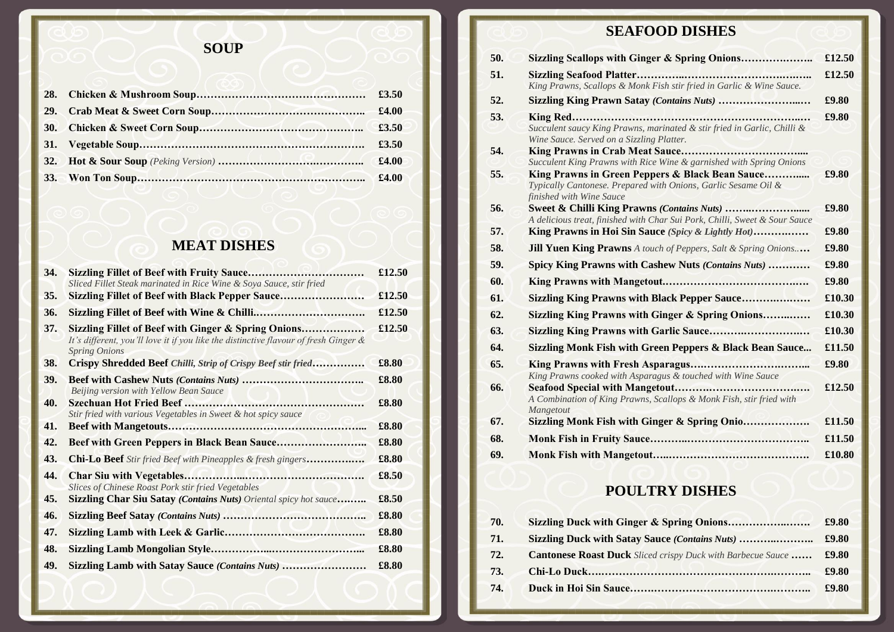## SOUP

| | | |
|---|---|---|
| 28. | **Chicken & Mushroom Soup** | **£3.50** |
| 29. | **Crab Meat & Sweet Corn Soup** | **£4.00** |
| 30. | **Chicken & Sweet Corn Soup** | **£3.50** |
| 31. | **Vegetable Soup** | **£3.50** |
| 32. | **Hot & Sour Soup** *(Peking Version)* | **£4.00** |
| 33. | **Won Ton Soup** | **£4.00** |

## MEAT DISHES

| | | |
|---|---|---|
| 34. | **Sizzling Fillet of Beef with Fruity Sauce** *Sliced Fillet Steak marinated in Rice Wine & Soya Sauce, stir fried* | **£12.50** |
| 35. | **Sizzling Fillet of Beef with Black Pepper Sauce** | **£12.50** |
| 36. | **Sizzling Fillet of Beef with Wine & Chilli** | **£12.50** |
| 37. | **Sizzling Fillet of Beef with Ginger & Spring Onions** *It's different, you'll love it if you like the distinctive flavour of fresh Ginger & Spring Onions* | **£12.50** |
| 38. | **Crispy Shredded Beef** ***Chilli, Strip of Crispy Beef stir fried*** | **£8.80** |
| 39. | **Beef with Cashew Nuts** ***(Contains Nuts)*** *Beijing version with Yellow Bean Sauce* | **£8.80** |
| 40. | **Szechuan Hot Fried Beef** *Stir fried with various Vegetables in Sweet & hot spicy sauce* | **£8.80** |
| 41. | **Beef with Mangetouts** | **£8.80** |
| 42. | **Beef with Green Peppers in Black Bean Sauce** | **£8.80** |
| 43. | **Chi-Lo Beef** *Stir fried Beef with Pineapples & fresh gingers* | **£8.80** |
| 44. | **Char Siu with Vegetables** *Slices of Chinese Roast Pork stir fried Vegetables* | **£8.50** |
| 45. | **Sizzling Char Siu Satay** ***(Contains Nuts)*** *Oriental spicy hot sauce* | **£8.50** |
| 46. | **Sizzling Beef Satay** ***(Contains Nuts)*** | **£8.80** |
| 47. | **Sizzling Lamb with Leek & Garlic** | **£8.80** |
| 48. | **Sizzling Lamb Mongolian Style** | **£8.80** |
| 49. | **Sizzling Lamb with Satay Sauce** ***(Contains Nuts)*** | **£8.80** |

## SEAFOOD DISHES

| | | |
|---|---|---|
| 50. | **Sizzling Scallops with Ginger & Spring Onions** | **£12.50** |
| 51. | **Sizzling Seafood Platter** *King Prawns, Scallops & Monk Fish stir fried in Garlic & Wine Sauce.* | **£12.50** |
| 52. | **Sizzling King Prawn Satay** ***(Contains Nuts)*** | **£9.80** |
| 53. | **King Red** *Succulent saucy King Prawns, marinated & stir fried in Garlic, Chilli & Wine Sauce. Served on a Sizzling Platter.* | **£9.80** |
| 54. | **King Prawns in Crab Meat Sauce** *Succulent King Prawns with Rice Wine & garnished with Spring Onions* | |
| 55. | **King Prawns in Green Peppers & Black Bean Sauce** *Typically Cantonese. Prepared with Onions, Garlic Sesame Oil & finished with Wine Sauce* | **£9.80** |
| 56. | **Sweet & Chilli King Prawns** ***(Contains Nuts)*** *A delicious treat, finished with Char Sui Pork, Chilli, Sweet & Sour Sauce* | **£9.80** |
| 57. | **King Prawns in Hoi Sin Sauce** ***(Spicy & Lightly Hot)*** | **£9.80** |
| 58. | **Jill Yuen King Prawns** *A touch of Peppers, Salt & Spring Onions.* | **£9.80** |
| 59. | **Spicy King Prawns with Cashew Nuts** ***(Contains Nuts)*** | **£9.80** |
| 60. | **King Prawns with Mangetout.** | **£9.80** |
| 61. | **Sizzling King Prawns with Black Pepper Sauce** | **£10.30** |
| 62. | **Sizzling King Prawns with Ginger & Spring Onions** | **£10.30** |
| 63. | **Sizzling King Prawns with Garlic Sauce** | **£10.30** |
| 64. | **Sizzling Monk Fish with Green Peppers & Black Bean Sauce** | **£11.50** |
| 65. | **King Prawns with Fresh Asparagus** *King Prawns cooked with Asparagus & touched with Wine Sauce* | **£9.80** |
| 66. | **Seafood Special with Mangetout** *A Combination of King Prawns, Scallops & Monk Fish, stir fried with Mangetout* | **£12.50** |
| 67. | **Sizzling Monk Fish with Ginger & Spring Onio** | **£11.50** |
| 68. | **Monk Fish in Fruity Sauce** | **£11.50** |
| 69. | **Monk Fish with Mangetout** | **£10.80** |

## POULTRY DISHES

| | | |
|---|---|---|
| 70. | **Sizzling Duck with Ginger & Spring Onions** | **£9.80** |
| 71. | **Sizzling Duck with Satay Sauce** ***(Contains Nuts)*** | **£9.80** |
| 72. | **Cantonese Roast Duck** *Sliced crispy Duck with Barbecue Sauce* | **£9.80** |
| 73. | **Chi-Lo Duck** | **£9.80** |
| 74. | **Duck in Hoi Sin Sauce** | **£9.80** |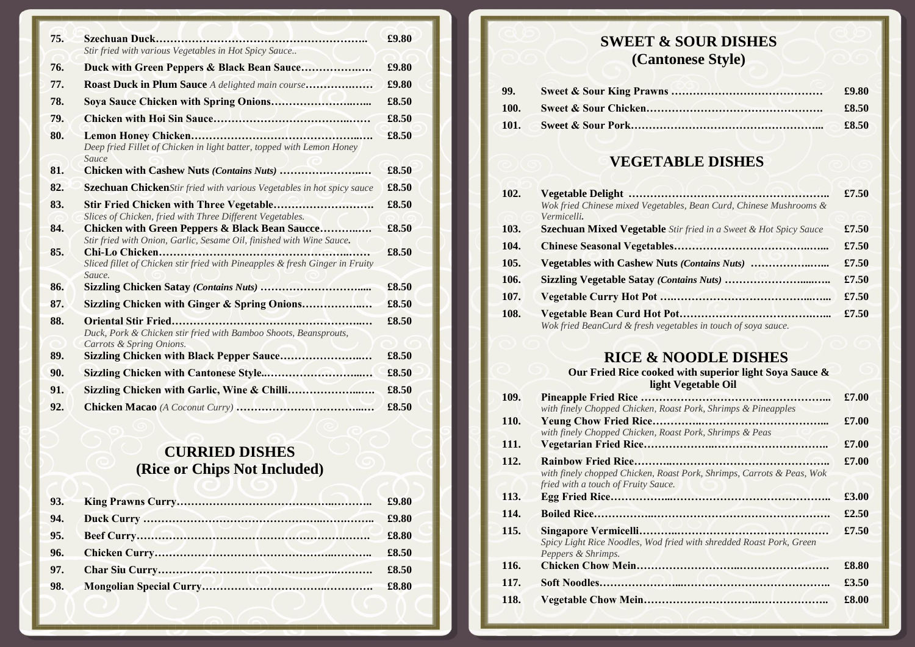**75. Szechuan Duck** — £9.80
*Stir fried with various Vegetables in Hot Spicy Sauce..*

**76. Duck with Green Peppers & Black Bean Sauce** — £9.80

**77. Roast Duck in Plum Sauce** *A delighted main course* — £9.80

**78. Soya Sauce Chicken with Spring Onions** — £8.50

**79. Chicken with Hoi Sin Sauce** — £8.50

**80. Lemon Honey Chicken** — £8.50
*Deep fried Fillet of Chicken in light batter, topped with Lemon Honey Sauce*

**81. Chicken with Cashew Nuts *(Contains Nuts)*** — £8.50

**82. Szechuan Chicken** *Stir fried with various Vegetables in hot spicy sauce* — £8.50

**83. Stir Fried Chicken with Three Vegetable** — £8.50
*Slices of Chicken, fried with Three Different Vegetables.*

**84. Chicken with Green Peppers & Black Bean Saucce** — £8.50
*Stir fried with Onion, Garlic, Sesame Oil, finished with Wine Sauce.*

**85. Chi-Lo Chicken** — £8.50
*Sliced fillet of Chicken stir fried with Pineapples & fresh Ginger in Fruity Sauce.*

**86. Sizzling Chicken Satay *(Contains Nuts)*** — £8.50

**87. Sizzling Chicken with Ginger & Spring Onions** — £8.50

**88. Oriental Stir Fried** — £8.50
*Duck, Pork & Chicken stir fried with Bamboo Shoots, Beansprouts, Carrots & Spring Onions.*

**89. Sizzling Chicken with Black Pepper Sauce** — £8.50

**90. Sizzling Chicken with Cantonese Style** — £8.50

**91. Sizzling Chicken with Garlic, Wine & Chilli** — £8.50

**92. Chicken Macao** *(A Coconut Curry)* — £8.50

## CURRIED DISHES
## (Rice or Chips Not Included)

**93. King Prawns Curry** — £9.80

**94. Duck Curry** — £9.80

**95. Beef Curry** — £8.80

**96. Chicken Curry** — £8.50

**97. Char Siu Curry** — £8.50

**98. Mongolian Special Curry** — £8.80

## SWEET & SOUR DISHES
## (Cantonese Style)

**99. Sweet & Sour King Prawns** — £9.80

**100. Sweet & Sour Chicken** — £8.50

**101. Sweet & Sour Pork** — £8.50

## VEGETABLE DISHES

**102. Vegetable Delight** — £7.50
*Wok fried Chinese mixed Vegetables, Bean Curd, Chinese Mushrooms & Vermicelli.*

**103. Szechuan Mixed Vegetable** *Stir fried in a Sweet & Hot Spicy Sauce* — £7.50

**104. Chinese Seasonal Vegetables** — £7.50

**105. Vegetables with Cashew Nuts *(Contains Nuts)*** — £7.50

**106. Sizzling Vegetable Satay *(Contains Nuts)*** — £7.50

**107. Vegetable Curry Hot Pot** — £7.50

**108. Vegetable Bean Curd Hot Pot** — £7.50
*Wok fried BeanCurd & fresh vegetables in touch of soya sauce.*

## RICE & NOODLE DISHES

**Our Fried Rice cooked with superior light Soya Sauce & light Vegetable Oil**

**109. Pineapple Fried Rice** — £7.00
*with finely Chopped Chicken, Roast Pork, Shrimps & Pineapples*

**110. Yeung Chow Fried Rice** — £7.00
*with finely Chopped Chicken, Roast Pork, Shrimps & Peas*

**111. Vegetarian Fried Rice** — £7.00

**112. Rainbow Fried Rice** — £7.00
*with finely chopped Chicken, Roast Pork, Shrimps, Carrots & Peas, Wok fried with a touch of Fruity Sauce.*

**113. Egg Fried Rice** — £3.00

**114. Boiled Rice** — £2.50

**115. Singapore Vermicelli** — £7.50
*Spicy Light Rice Noodles, Wod fried with shredded Roast Pork, Green Peppers & Shrimps.*

**116. Chicken Chow Mein** — £8.80

**117. Soft Noodles** — £3.50

**118. Vegetable Chow Mein** — £8.00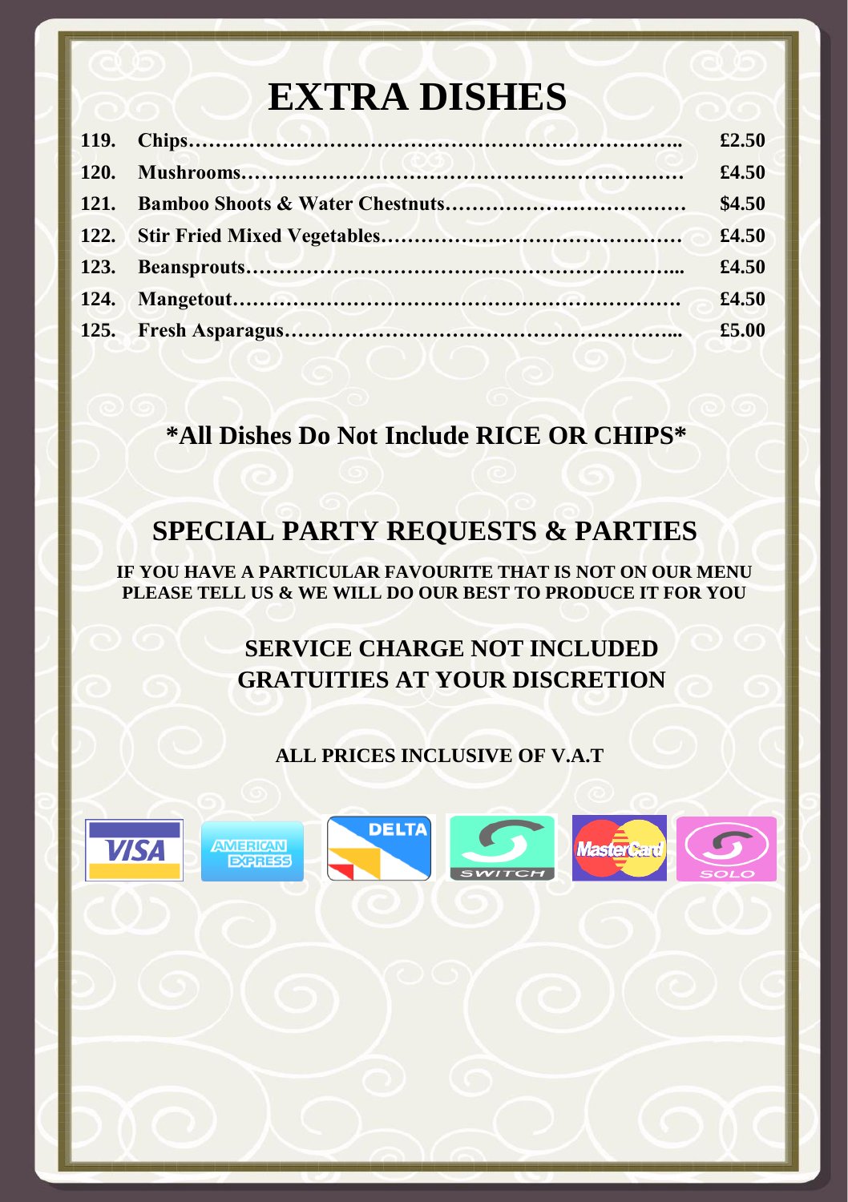# EXTRA DISHES

| | | |
|---|---|---|
| 119. | Chips………………………………………………………………….. | £2.50 |
| 120. | Mushrooms………………………………………………………… | £4.50 |
| 121. | Bamboo Shoots & Water Chestnuts……………………………… | $4.50 |
| 122. | Stir Fried Mixed Vegetables……………………………………… | £4.50 |
| 123. | Beansprouts………………………………………………………... | £4.50 |
| 124. | Mangetout…………………………………………………………. | £4.50 |
| 125. | Fresh Asparagus…………………………………………………... | £5.00 |

**\*All Dishes Do Not Include RICE OR CHIPS\***

## SPECIAL PARTY REQUESTS & PARTIES

**IF YOU HAVE A PARTICULAR FAVOURITE THAT IS NOT ON OUR MENU PLEASE TELL US & WE WILL DO OUR BEST TO PRODUCE IT FOR YOU**

**SERVICE CHARGE NOT INCLUDED**
**GRATUITIES AT YOUR DISCRETION**

**ALL PRICES INCLUSIVE OF V.A.T**

VISA AMERICAN EXPRESS DELTA SWITCH MasterCard SOLO